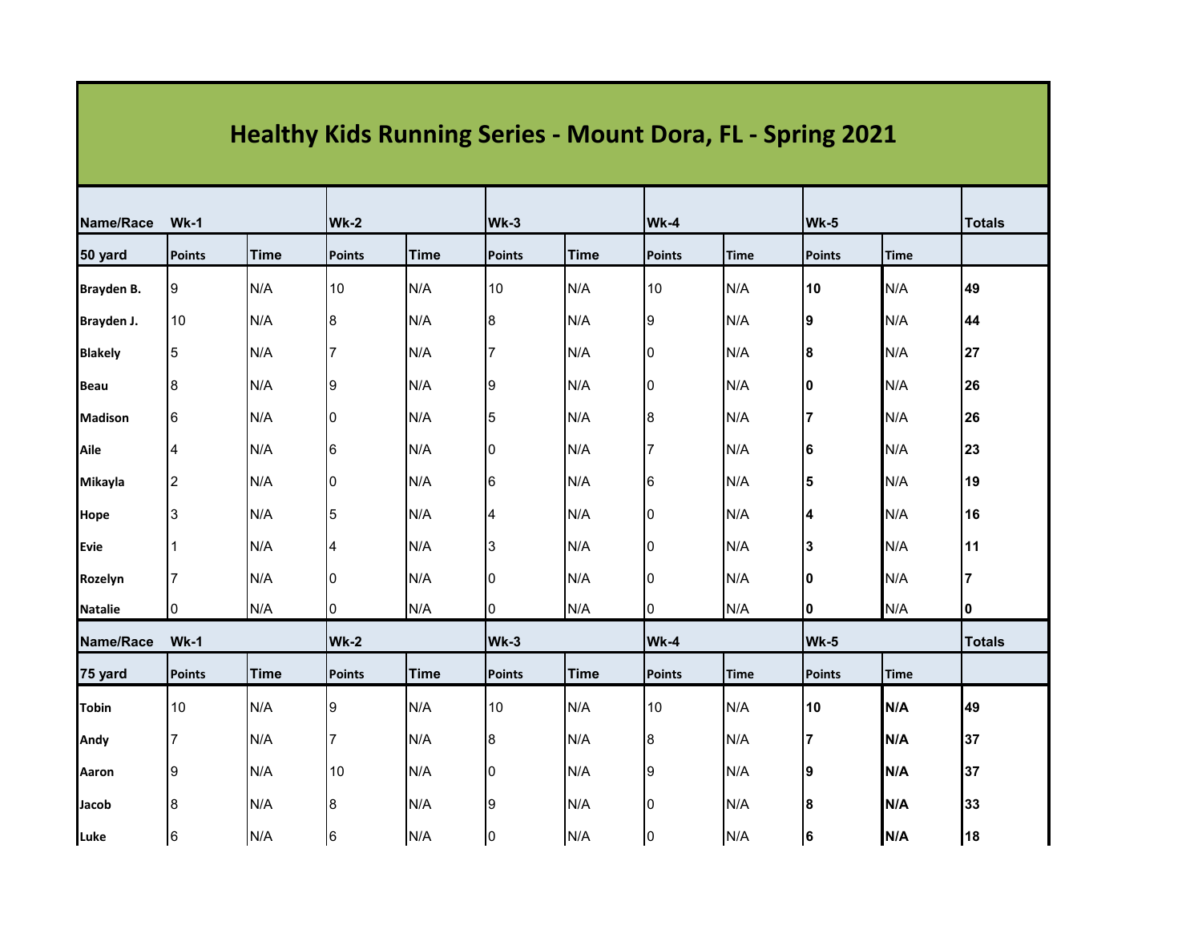# Healthy Kids Running Series - Mount Dora, FL - Spring 2021

| Name/Race | Wk-1 | | Wk-2 | | Wk-3 | | Wk-4 | | Wk-5 | | Totals |
|---|---|---|---|---|---|---|---|---|---|---|---|
| 50 yard | Points | Time | Points | Time | Points | Time | Points | Time | Points | Time | |
| Brayden B. | 9 | N/A | 10 | N/A | 10 | N/A | 10 | N/A | 10 | N/A | 49 |
| Brayden J. | 10 | N/A | 8 | N/A | 8 | N/A | 9 | N/A | 9 | N/A | 44 |
| Blakely | 5 | N/A | 7 | N/A | 7 | N/A | 0 | N/A | 8 | N/A | 27 |
| Beau | 8 | N/A | 9 | N/A | 9 | N/A | 0 | N/A | 0 | N/A | 26 |
| Madison | 6 | N/A | 0 | N/A | 5 | N/A | 8 | N/A | 7 | N/A | 26 |
| Aile | 4 | N/A | 6 | N/A | 0 | N/A | 7 | N/A | 6 | N/A | 23 |
| Mikayla | 2 | N/A | 0 | N/A | 6 | N/A | 6 | N/A | 5 | N/A | 19 |
| Hope | 3 | N/A | 5 | N/A | 4 | N/A | 0 | N/A | 4 | N/A | 16 |
| Evie | 1 | N/A | 4 | N/A | 3 | N/A | 0 | N/A | 3 | N/A | 11 |
| Rozelyn | 7 | N/A | 0 | N/A | 0 | N/A | 0 | N/A | 0 | N/A | 7 |
| Natalie | 0 | N/A | 0 | N/A | 0 | N/A | 0 | N/A | 0 | N/A | 0 |

| Name/Race | Wk-1 | | Wk-2 | | Wk-3 | | Wk-4 | | Wk-5 | | Totals |
|---|---|---|---|---|---|---|---|---|---|---|---|
| 75 yard | Points | Time | Points | Time | Points | Time | Points | Time | Points | Time | |
| Tobin | 10 | N/A | 9 | N/A | 10 | N/A | 10 | N/A | 10 | N/A | 49 |
| Andy | 7 | N/A | 7 | N/A | 8 | N/A | 8 | N/A | 7 | N/A | 37 |
| Aaron | 9 | N/A | 10 | N/A | 0 | N/A | 9 | N/A | 9 | N/A | 37 |
| Jacob | 8 | N/A | 8 | N/A | 9 | N/A | 0 | N/A | 8 | N/A | 33 |
| Luke | 6 | N/A | 6 | N/A | 0 | N/A | 0 | N/A | 6 | N/A | 18 |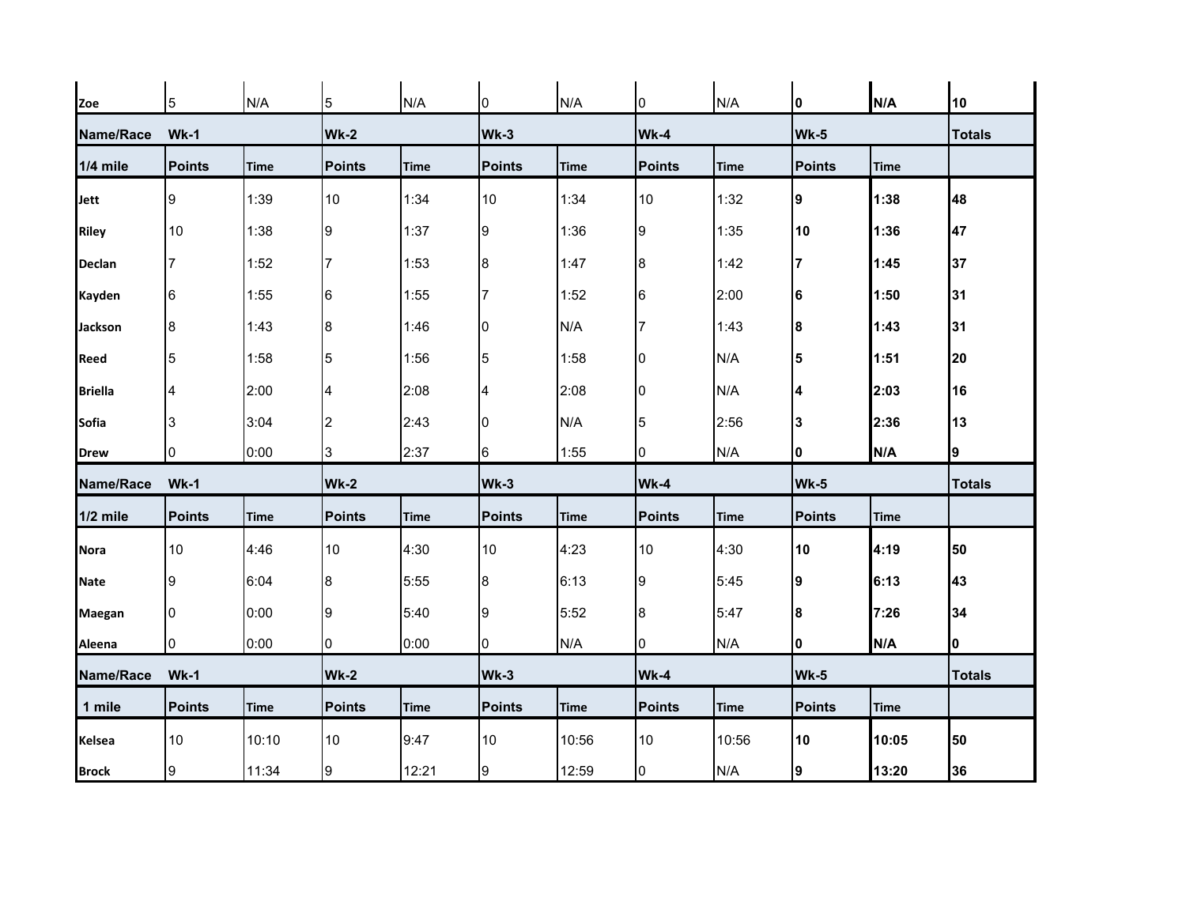| Zoe | 5 | N/A | 5 | N/A | 0 | N/A | 0 | N/A | **0** | **N/A** | **10** |
|---|---|---|---|---|---|---|---|---|---|---|---|

| **Name/Race** | **Wk-1** | | **Wk-2** | | **Wk-3** | | **Wk-4** | | **Wk-5** | | **Totals** |
|---|---|---|---|---|---|---|---|---|---|---|---|
| **1/4 mile** | **Points** | **Time** | **Points** | **Time** | **Points** | **Time** | **Points** | **Time** | **Points** | **Time** | |
| **Jett** | 9 | 1:39 | 10 | 1:34 | 10 | 1:34 | 10 | 1:32 | **9** | **1:38** | **48** |
| **Riley** | 10 | 1:38 | 9 | 1:37 | 9 | 1:36 | 9 | 1:35 | **10** | **1:36** | **47** |
| **Declan** | 7 | 1:52 | 7 | 1:53 | 8 | 1:47 | 8 | 1:42 | **7** | **1:45** | **37** |
| **Kayden** | 6 | 1:55 | 6 | 1:55 | 7 | 1:52 | 6 | 2:00 | **6** | **1:50** | **31** |
| **Jackson** | 8 | 1:43 | 8 | 1:46 | 0 | N/A | 7 | 1:43 | **8** | **1:43** | **31** |
| **Reed** | 5 | 1:58 | 5 | 1:56 | 5 | 1:58 | 0 | N/A | **5** | **1:51** | **20** |
| **Briella** | 4 | 2:00 | 4 | 2:08 | 4 | 2:08 | 0 | N/A | **4** | **2:03** | **16** |
| **Sofia** | 3 | 3:04 | 2 | 2:43 | 0 | N/A | 5 | 2:56 | **3** | **2:36** | **13** |
| **Drew** | 0 | 0:00 | 3 | 2:37 | 6 | 1:55 | 0 | N/A | **0** | **N/A** | **9** |

| **Name/Race** | **Wk-1** | | **Wk-2** | | **Wk-3** | | **Wk-4** | | **Wk-5** | | **Totals** |
|---|---|---|---|---|---|---|---|---|---|---|---|
| **1/2 mile** | **Points** | **Time** | **Points** | **Time** | **Points** | **Time** | **Points** | **Time** | **Points** | **Time** | |
| **Nora** | 10 | 4:46 | 10 | 4:30 | 10 | 4:23 | 10 | 4:30 | **10** | **4:19** | **50** |
| **Nate** | 9 | 6:04 | 8 | 5:55 | 8 | 6:13 | 9 | 5:45 | **9** | **6:13** | **43** |
| **Maegan** | 0 | 0:00 | 9 | 5:40 | 9 | 5:52 | 8 | 5:47 | **8** | **7:26** | **34** |
| **Aleena** | 0 | 0:00 | 0 | 0:00 | 0 | N/A | 0 | N/A | **0** | **N/A** | **0** |

| **Name/Race** | **Wk-1** | | **Wk-2** | | **Wk-3** | | **Wk-4** | | **Wk-5** | | **Totals** |
|---|---|---|---|---|---|---|---|---|---|---|---|
| **1 mile** | **Points** | **Time** | **Points** | **Time** | **Points** | **Time** | **Points** | **Time** | **Points** | **Time** | |
| **Kelsea** | 10 | 10:10 | 10 | 9:47 | 10 | 10:56 | 10 | 10:56 | **10** | **10:05** | **50** |
| **Brock** | 9 | 11:34 | 9 | 12:21 | 9 | 12:59 | 0 | N/A | **9** | **13:20** | **36** |